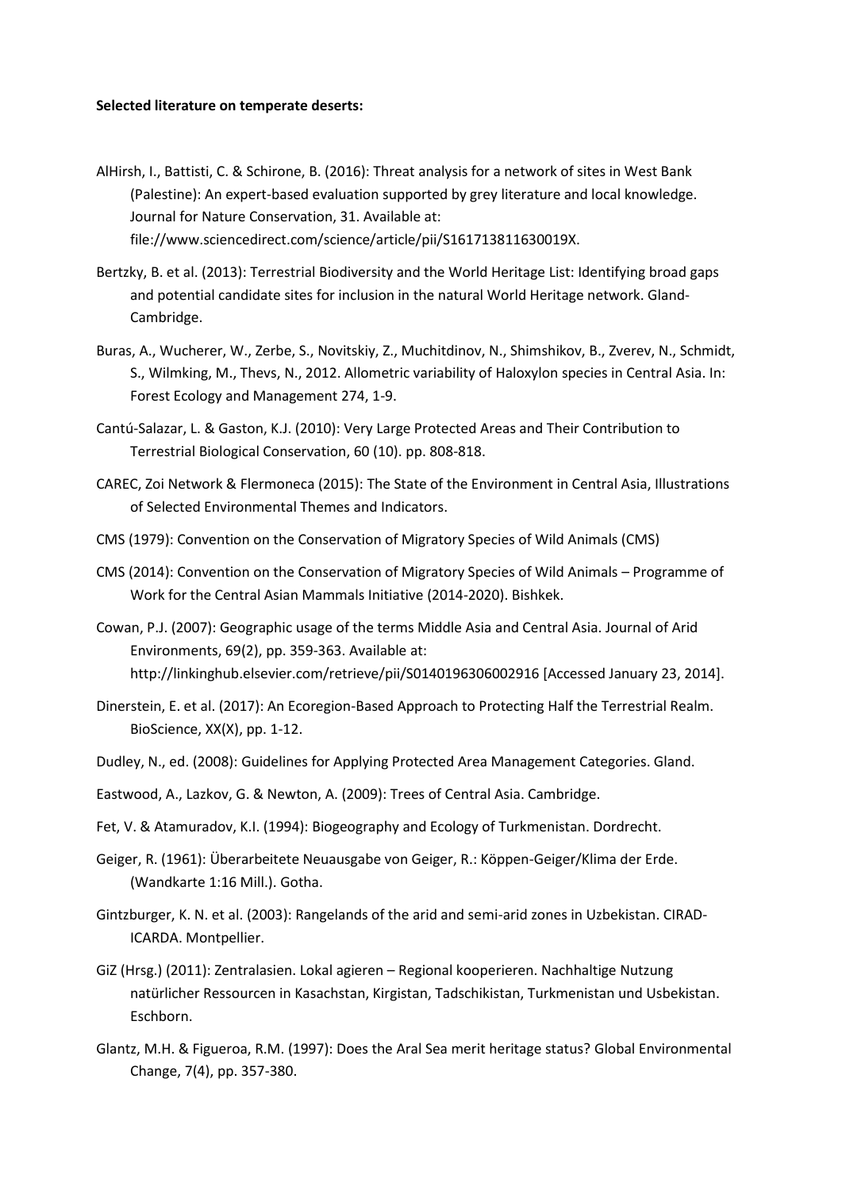**Selected literature on temperate deserts:**

AlHirsh, I., Battisti, C. & Schirone, B. (2016): Threat analysis for a network of sites in West Bank (Palestine): An expert-based evaluation supported by grey literature and local knowledge. Journal for Nature Conservation, 31. Available at: file://www.sciencedirect.com/science/article/pii/S161713811630019X.

Bertzky, B. et al. (2013): Terrestrial Biodiversity and the World Heritage List: Identifying broad gaps and potential candidate sites for inclusion in the natural World Heritage network. Gland-Cambridge.

Buras, A., Wucherer, W., Zerbe, S., Novitskiy, Z., Muchitdinov, N., Shimshikov, B., Zverev, N., Schmidt, S., Wilmking, M., Thevs, N., 2012. Allometric variability of Haloxylon species in Central Asia. In: Forest Ecology and Management 274, 1-9.

Cantú-Salazar, L. & Gaston, K.J. (2010): Very Large Protected Areas and Their Contribution to Terrestrial Biological Conservation, 60 (10). pp. 808-818.

CAREC, Zoi Network & Flermoneca (2015): The State of the Environment in Central Asia, Illustrations of Selected Environmental Themes and Indicators.

CMS (1979): Convention on the Conservation of Migratory Species of Wild Animals (CMS)

CMS (2014): Convention on the Conservation of Migratory Species of Wild Animals – Programme of Work for the Central Asian Mammals Initiative (2014-2020). Bishkek.

Cowan, P.J. (2007): Geographic usage of the terms Middle Asia and Central Asia. Journal of Arid Environments, 69(2), pp. 359-363. Available at: http://linkinghub.elsevier.com/retrieve/pii/S0140196306002916 [Accessed January 23, 2014].

Dinerstein, E. et al. (2017): An Ecoregion-Based Approach to Protecting Half the Terrestrial Realm. BioScience, XX(X), pp. 1-12.

Dudley, N., ed. (2008): Guidelines for Applying Protected Area Management Categories. Gland.

Eastwood, A., Lazkov, G. & Newton, A. (2009): Trees of Central Asia. Cambridge.

Fet, V. & Atamuradov, K.I. (1994): Biogeography and Ecology of Turkmenistan. Dordrecht.

Geiger, R. (1961): Überarbeitete Neuausgabe von Geiger, R.: Köppen-Geiger/Klima der Erde. (Wandkarte 1:16 Mill.). Gotha.

Gintzburger, K. N. et al. (2003): Rangelands of the arid and semi-arid zones in Uzbekistan. CIRAD-ICARDA. Montpellier.

GiZ (Hrsg.) (2011): Zentralasien. Lokal agieren – Regional kooperieren. Nachhaltige Nutzung natürlicher Ressourcen in Kasachstan, Kirgistan, Tadschikistan, Turkmenistan und Usbekistan. Eschborn.

Glantz, M.H. & Figueroa, R.M. (1997): Does the Aral Sea merit heritage status? Global Environmental Change, 7(4), pp. 357-380.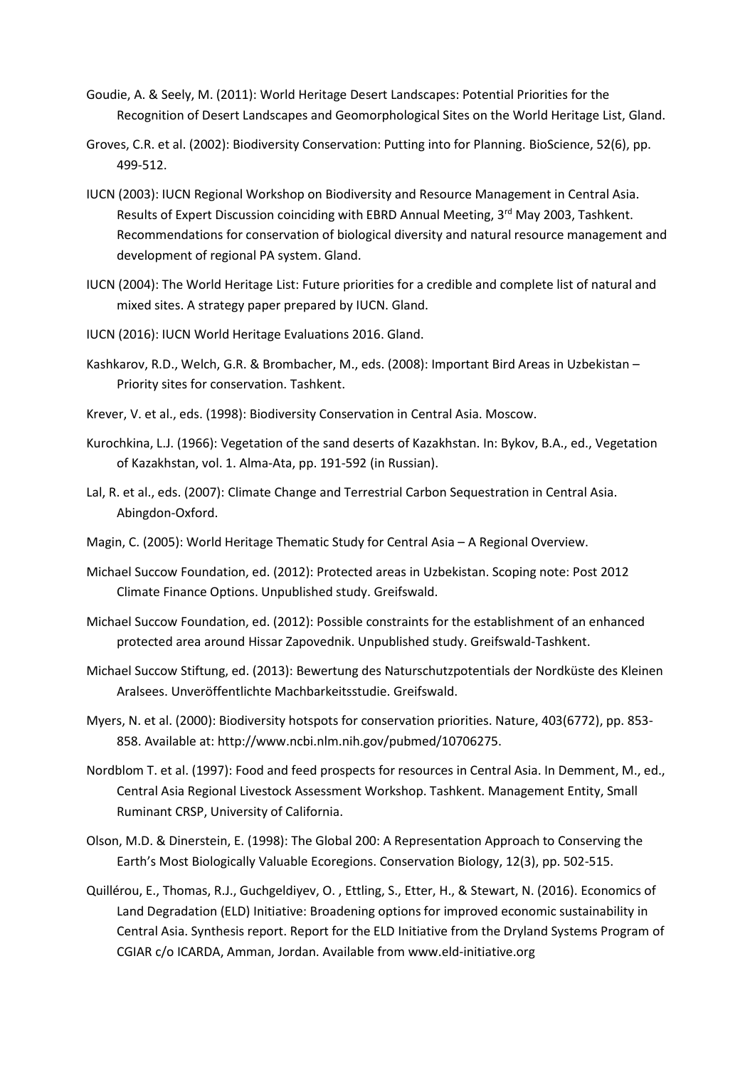Goudie, A. & Seely, M. (2011): World Heritage Desert Landscapes: Potential Priorities for the Recognition of Desert Landscapes and Geomorphological Sites on the World Heritage List, Gland.

Groves, C.R. et al. (2002): Biodiversity Conservation: Putting into for Planning. BioScience, 52(6), pp. 499-512.

IUCN (2003): IUCN Regional Workshop on Biodiversity and Resource Management in Central Asia. Results of Expert Discussion coinciding with EBRD Annual Meeting, 3rd May 2003, Tashkent. Recommendations for conservation of biological diversity and natural resource management and development of regional PA system. Gland.

IUCN (2004): The World Heritage List: Future priorities for a credible and complete list of natural and mixed sites. A strategy paper prepared by IUCN. Gland.

IUCN (2016): IUCN World Heritage Evaluations 2016. Gland.

Kashkarov, R.D., Welch, G.R. & Brombacher, M., eds. (2008): Important Bird Areas in Uzbekistan – Priority sites for conservation. Tashkent.

Krever, V. et al., eds. (1998): Biodiversity Conservation in Central Asia. Moscow.

Kurochkina, L.J. (1966): Vegetation of the sand deserts of Kazakhstan. In: Bykov, B.A., ed., Vegetation of Kazakhstan, vol. 1. Alma-Ata, pp. 191-592 (in Russian).

Lal, R. et al., eds. (2007): Climate Change and Terrestrial Carbon Sequestration in Central Asia. Abingdon-Oxford.

Magin, C. (2005): World Heritage Thematic Study for Central Asia – A Regional Overview.

Michael Succow Foundation, ed. (2012): Protected areas in Uzbekistan. Scoping note: Post 2012 Climate Finance Options. Unpublished study. Greifswald.

Michael Succow Foundation, ed. (2012): Possible constraints for the establishment of an enhanced protected area around Hissar Zapovednik. Unpublished study. Greifswald-Tashkent.

Michael Succow Stiftung, ed. (2013): Bewertung des Naturschutzpotentials der Nordküste des Kleinen Aralsees. Unveröffentlichte Machbarkeitsstudie. Greifswald.

Myers, N. et al. (2000): Biodiversity hotspots for conservation priorities. Nature, 403(6772), pp. 853-858. Available at: http://www.ncbi.nlm.nih.gov/pubmed/10706275.

Nordblom T. et al. (1997): Food and feed prospects for resources in Central Asia. In Demment, M., ed., Central Asia Regional Livestock Assessment Workshop. Tashkent. Management Entity, Small Ruminant CRSP, University of California.

Olson, M.D. & Dinerstein, E. (1998): The Global 200: A Representation Approach to Conserving the Earth's Most Biologically Valuable Ecoregions. Conservation Biology, 12(3), pp. 502-515.

Quillérou, E., Thomas, R.J., Guchgeldiyev, O. , Ettling, S., Etter, H., & Stewart, N. (2016). Economics of Land Degradation (ELD) Initiative: Broadening options for improved economic sustainability in Central Asia. Synthesis report. Report for the ELD Initiative from the Dryland Systems Program of CGIAR c/o ICARDA, Amman, Jordan. Available from www.eld-initiative.org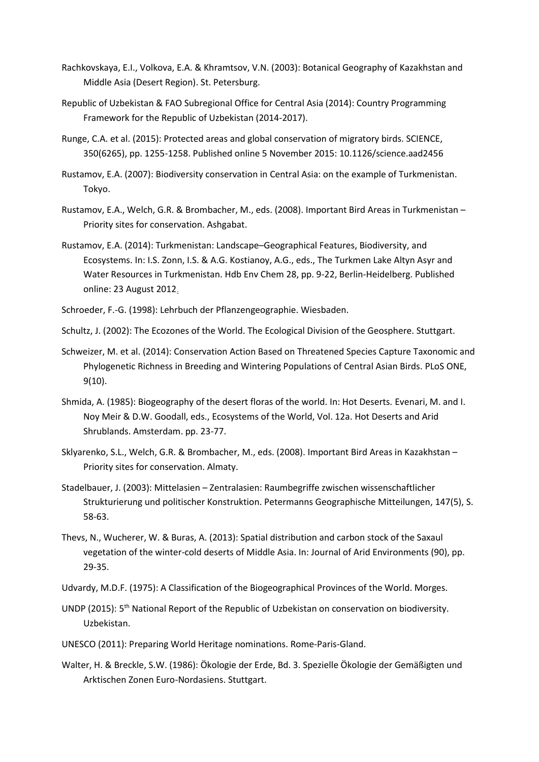Rachkovskaya, E.I., Volkova, E.A. & Khramtsov, V.N. (2003): Botanical Geography of Kazakhstan and Middle Asia (Desert Region). St. Petersburg.

Republic of Uzbekistan & FAO Subregional Office for Central Asia (2014): Country Programming Framework for the Republic of Uzbekistan (2014-2017).

Runge, C.A. et al. (2015): Protected areas and global conservation of migratory birds. SCIENCE, 350(6265), pp. 1255-1258. Published online 5 November 2015: 10.1126/science.aad2456

Rustamov, E.A. (2007): Biodiversity conservation in Central Asia: on the example of Turkmenistan. Tokyo.

Rustamov, E.A., Welch, G.R. & Brombacher, M., eds. (2008). Important Bird Areas in Turkmenistan – Priority sites for conservation. Ashgabat.

Rustamov, E.A. (2014): Turkmenistan: Landscape–Geographical Features, Biodiversity, and Ecosystems. In: I.S. Zonn, I.S. & A.G. Kostianoy, A.G., eds., The Turkmen Lake Altyn Asyr and Water Resources in Turkmenistan. Hdb Env Chem 28, pp. 9-22, Berlin-Heidelberg. Published online: 23 August 2012.

Schroeder, F.-G. (1998): Lehrbuch der Pflanzengeographie. Wiesbaden.

Schultz, J. (2002): The Ecozones of the World. The Ecological Division of the Geosphere. Stuttgart.

Schweizer, M. et al. (2014): Conservation Action Based on Threatened Species Capture Taxonomic and Phylogenetic Richness in Breeding and Wintering Populations of Central Asian Birds. PLoS ONE, 9(10).

Shmida, A. (1985): Biogeography of the desert floras of the world. In: Hot Deserts. Evenari, M. and I. Noy Meir & D.W. Goodall, eds., Ecosystems of the World, Vol. 12a. Hot Deserts and Arid Shrublands. Amsterdam. pp. 23-77.

Sklyarenko, S.L., Welch, G.R. & Brombacher, M., eds. (2008). Important Bird Areas in Kazakhstan – Priority sites for conservation. Almaty.

Stadelbauer, J. (2003): Mittelasien – Zentralasien: Raumbegriffe zwischen wissenschaftlicher Strukturierung und politischer Konstruktion. Petermanns Geographische Mitteilungen, 147(5), S. 58-63.

Thevs, N., Wucherer, W. & Buras, A. (2013): Spatial distribution and carbon stock of the Saxaul vegetation of the winter-cold deserts of Middle Asia. In: Journal of Arid Environments (90), pp. 29-35.

Udvardy, M.D.F. (1975): A Classification of the Biogeographical Provinces of the World. Morges.

UNDP (2015): 5th National Report of the Republic of Uzbekistan on conservation on biodiversity. Uzbekistan.

UNESCO (2011): Preparing World Heritage nominations. Rome-Paris-Gland.

Walter, H. & Breckle, S.W. (1986): Ökologie der Erde, Bd. 3. Spezielle Ökologie der Gemäßigten und Arktischen Zonen Euro-Nordasiens. Stuttgart.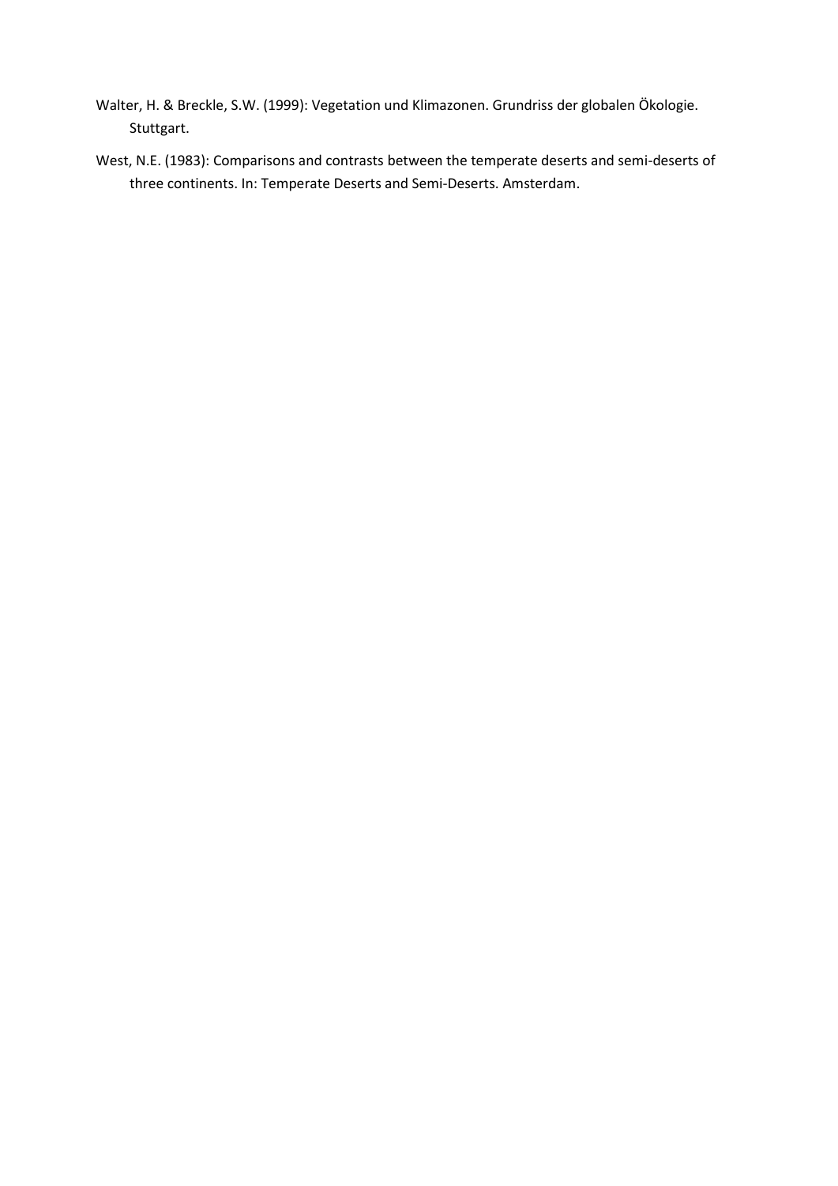Walter, H. & Breckle, S.W. (1999): Vegetation und Klimazonen. Grundriss der globalen Ökologie. Stuttgart.

West, N.E. (1983): Comparisons and contrasts between the temperate deserts and semi-deserts of three continents. In: Temperate Deserts and Semi-Deserts. Amsterdam.